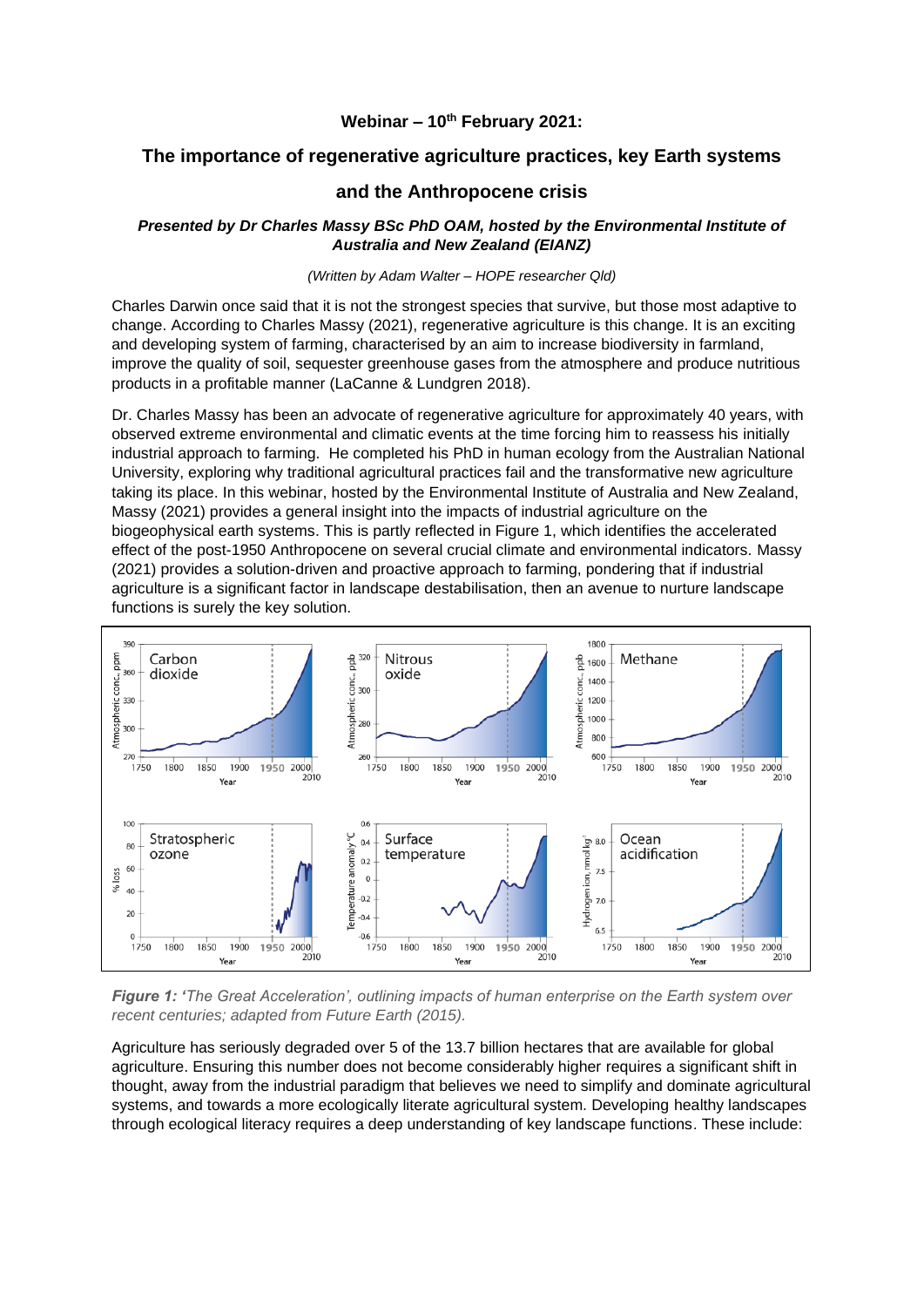**Webinar – 10th February 2021:**

# The importance of regenerative agriculture practices, key Earth systems and the Anthropocene crisis

***Presented by Dr Charles Massy BSc PhD OAM, hosted by the Environmental Institute of Australia and New Zealand (EIANZ)***

*(Written by Adam Walter – HOPE researcher Qld)*

Charles Darwin once said that it is not the strongest species that survive, but those most adaptive to change. According to Charles Massy (2021), regenerative agriculture is this change. It is an exciting and developing system of farming, characterised by an aim to increase biodiversity in farmland, improve the quality of soil, sequester greenhouse gases from the atmosphere and produce nutritious products in a profitable manner (LaCanne & Lundgren 2018).

Dr. Charles Massy has been an advocate of regenerative agriculture for approximately 40 years, with observed extreme environmental and climatic events at the time forcing him to reassess his initially industrial approach to farming. He completed his PhD in human ecology from the Australian National University, exploring why traditional agricultural practices fail and the transformative new agriculture taking its place. In this webinar, hosted by the Environmental Institute of Australia and New Zealand, Massy (2021) provides a general insight into the impacts of industrial agriculture on the biogeophysical earth systems. This is partly reflected in Figure 1, which identifies the accelerated effect of the post-1950 Anthropocene on several crucial climate and environmental indicators. Massy (2021) provides a solution-driven and proactive approach to farming, pondering that if industrial agriculture is a significant factor in landscape destabilisation, then an avenue to nurture landscape functions is surely the key solution.

***Figure 1:*** *'The Great Acceleration', outlining impacts of human enterprise on the Earth system over recent centuries; adapted from Future Earth (2015).*

Agriculture has seriously degraded over 5 of the 13.7 billion hectares that are available for global agriculture. Ensuring this number does not become considerably higher requires a significant shift in thought, away from the industrial paradigm that believes we need to simplify and dominate agricultural systems, and towards a more ecologically literate agricultural system. Developing healthy landscapes through ecological literacy requires a deep understanding of key landscape functions. These include: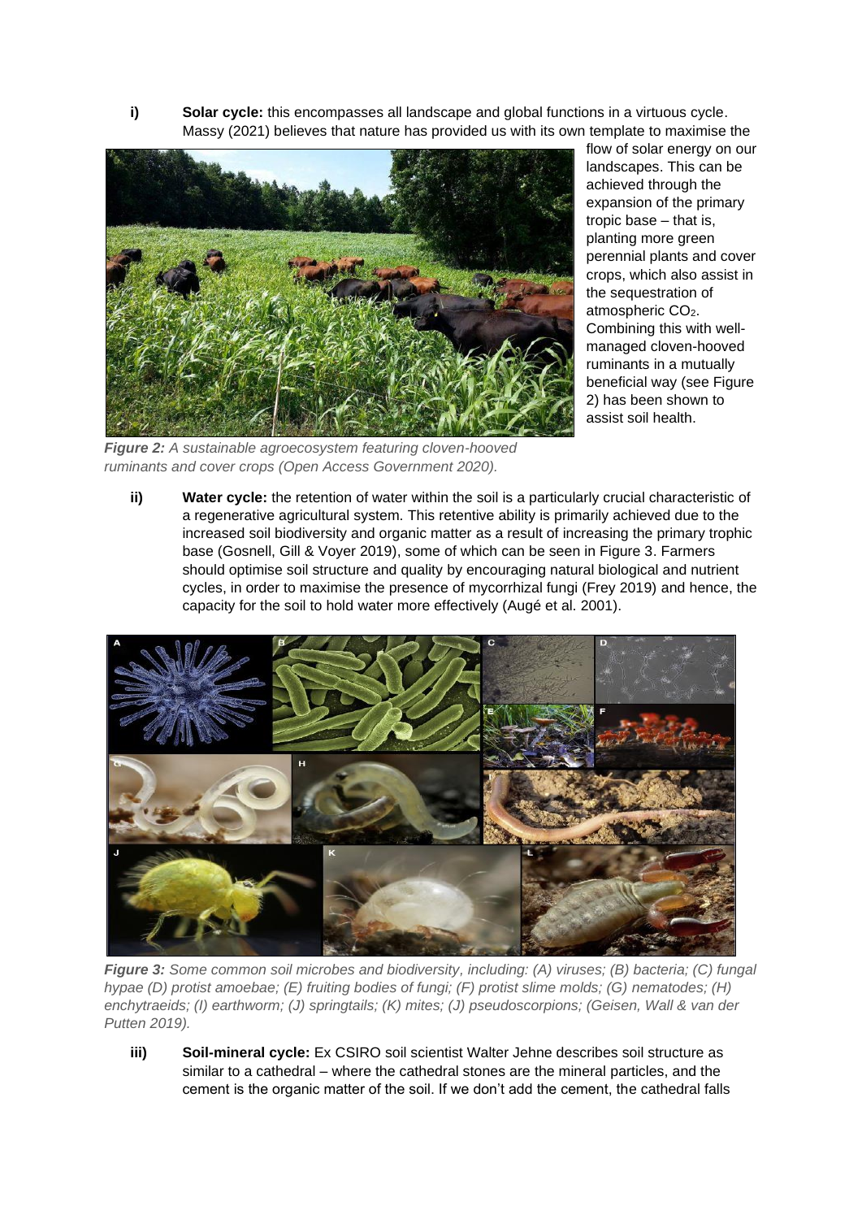i) **Solar cycle:** this encompasses all landscape and global functions in a virtuous cycle. Massy (2021) believes that nature has provided us with its own template to maximise the flow of solar energy on our landscapes. This can be achieved through the expansion of the primary tropic base – that is, planting more green perennial plants and cover crops, which also assist in the sequestration of atmospheric $CO_2$. Combining this with well-managed cloven-hooved ruminants in a mutually beneficial way (see Figure 2) has been shown to assist soil health.

*Figure 2: A sustainable agroecosystem featuring cloven-hooved ruminants and cover crops (Open Access Government 2020).*

ii) **Water cycle:** the retention of water within the soil is a particularly crucial characteristic of a regenerative agricultural system. This retentive ability is primarily achieved due to the increased soil biodiversity and organic matter as a result of increasing the primary trophic base (Gosnell, Gill & Voyer 2019), some of which can be seen in Figure 3. Farmers should optimise soil structure and quality by encouraging natural biological and nutrient cycles, in order to maximise the presence of mycorrhizal fungi (Frey 2019) and hence, the capacity for the soil to hold water more effectively (Augé et al. 2001).

*Figure 3: Some common soil microbes and biodiversity, including: (A) viruses; (B) bacteria; (C) fungal hypae (D) protist amoebae; (E) fruiting bodies of fungi; (F) protist slime molds; (G) nematodes; (H) enchytraeids; (I) earthworm; (J) springtails; (K) mites; (J) pseudoscorpions; (Geisen, Wall & van der Putten 2019).*

iii) **Soil-mineral cycle:** Ex CSIRO soil scientist Walter Jehne describes soil structure as similar to a cathedral – where the cathedral stones are the mineral particles, and the cement is the organic matter of the soil. If we don't add the cement, the cathedral falls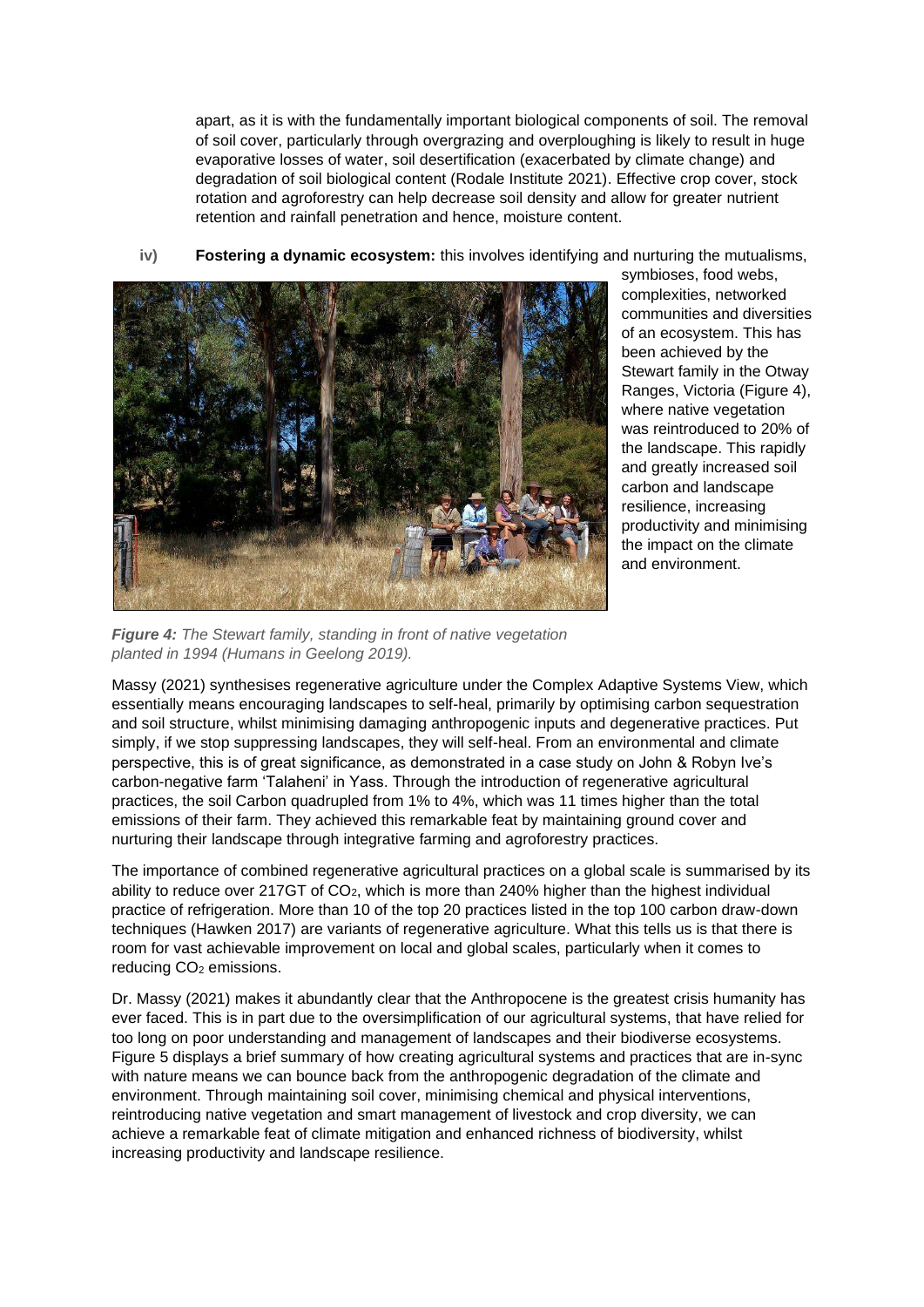apart, as it is with the fundamentally important biological components of soil. The removal of soil cover, particularly through overgrazing and overploughing is likely to result in huge evaporative losses of water, soil desertification (exacerbated by climate change) and degradation of soil biological content (Rodale Institute 2021). Effective crop cover, stock rotation and agroforestry can help decrease soil density and allow for greater nutrient retention and rainfall penetration and hence, moisture content.

iv) **Fostering a dynamic ecosystem:** this involves identifying and nurturing the mutualisms, symbioses, food webs, complexities, networked communities and diversities of an ecosystem. This has been achieved by the Stewart family in the Otway Ranges, Victoria (Figure 4), where native vegetation was reintroduced to 20% of the landscape. This rapidly and greatly increased soil carbon and landscape resilience, increasing productivity and minimising the impact on the climate and environment.

***Figure 4:*** *The Stewart family, standing in front of native vegetation planted in 1994 (Humans in Geelong 2019).*

Massy (2021) synthesises regenerative agriculture under the Complex Adaptive Systems View, which essentially means encouraging landscapes to self-heal, primarily by optimising carbon sequestration and soil structure, whilst minimising damaging anthropogenic inputs and degenerative practices. Put simply, if we stop suppressing landscapes, they will self-heal. From an environmental and climate perspective, this is of great significance, as demonstrated in a case study on John & Robyn Ive's carbon-negative farm 'Talaheni' in Yass. Through the introduction of regenerative agricultural practices, the soil Carbon quadrupled from 1% to 4%, which was 11 times higher than the total emissions of their farm. They achieved this remarkable feat by maintaining ground cover and nurturing their landscape through integrative farming and agroforestry practices.

The importance of combined regenerative agricultural practices on a global scale is summarised by its ability to reduce over 217GT of $CO_2$, which is more than 240% higher than the highest individual practice of refrigeration. More than 10 of the top 20 practices listed in the top 100 carbon draw-down techniques (Hawken 2017) are variants of regenerative agriculture. What this tells us is that there is room for vast achievable improvement on local and global scales, particularly when it comes to reducing $CO_2$ emissions.

Dr. Massy (2021) makes it abundantly clear that the Anthropocene is the greatest crisis humanity has ever faced. This is in part due to the oversimplification of our agricultural systems, that have relied for too long on poor understanding and management of landscapes and their biodiverse ecosystems. Figure 5 displays a brief summary of how creating agricultural systems and practices that are in-sync with nature means we can bounce back from the anthropogenic degradation of the climate and environment. Through maintaining soil cover, minimising chemical and physical interventions, reintroducing native vegetation and smart management of livestock and crop diversity, we can achieve a remarkable feat of climate mitigation and enhanced richness of biodiversity, whilst increasing productivity and landscape resilience.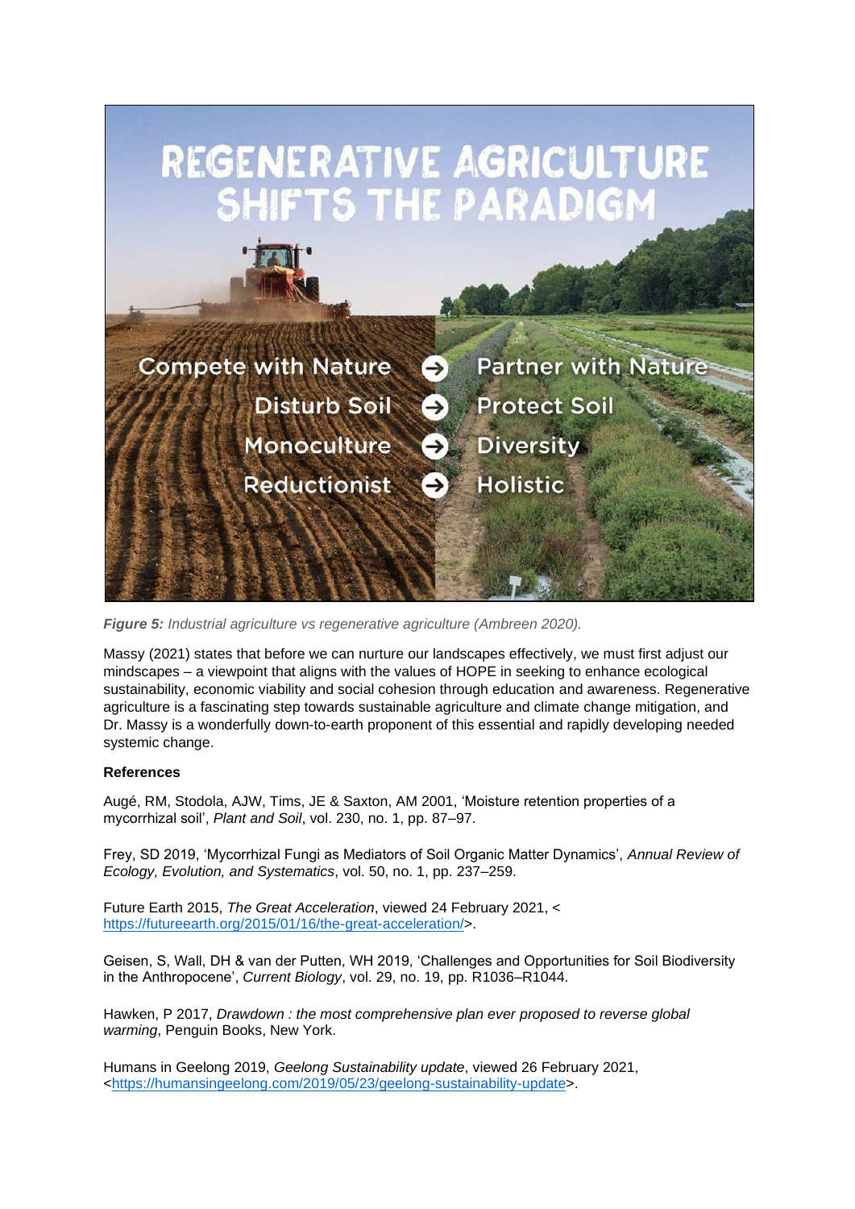***Figure 5:*** *Industrial agriculture vs regenerative agriculture (Ambreen 2020).*

Massy (2021) states that before we can nurture our landscapes effectively, we must first adjust our mindscapes – a viewpoint that aligns with the values of HOPE in seeking to enhance ecological sustainability, economic viability and social cohesion through education and awareness. Regenerative agriculture is a fascinating step towards sustainable agriculture and climate change mitigation, and Dr. Massy is a wonderfully down-to-earth proponent of this essential and rapidly developing needed systemic change.

**References**

Augé, RM, Stodola, AJW, Tims, JE & Saxton, AM 2001, 'Moisture retention properties of a mycorrhizal soil', *Plant and Soil*, vol. 230, no. 1, pp. 87–97.

Frey, SD 2019, 'Mycorrhizal Fungi as Mediators of Soil Organic Matter Dynamics', *Annual Review of Ecology, Evolution, and Systematics*, vol. 50, no. 1, pp. 237–259.

Future Earth 2015, *The Great Acceleration*, viewed 24 February 2021, < https://futureearth.org/2015/01/16/the-great-acceleration/>.

Geisen, S, Wall, DH & van der Putten, WH 2019, 'Challenges and Opportunities for Soil Biodiversity in the Anthropocene', *Current Biology*, vol. 29, no. 19, pp. R1036–R1044.

Hawken, P 2017, *Drawdown : the most comprehensive plan ever proposed to reverse global warming*, Penguin Books, New York.

Humans in Geelong 2019, *Geelong Sustainability update*, viewed 26 February 2021, <https://humansingeelong.com/2019/05/23/geelong-sustainability-update>.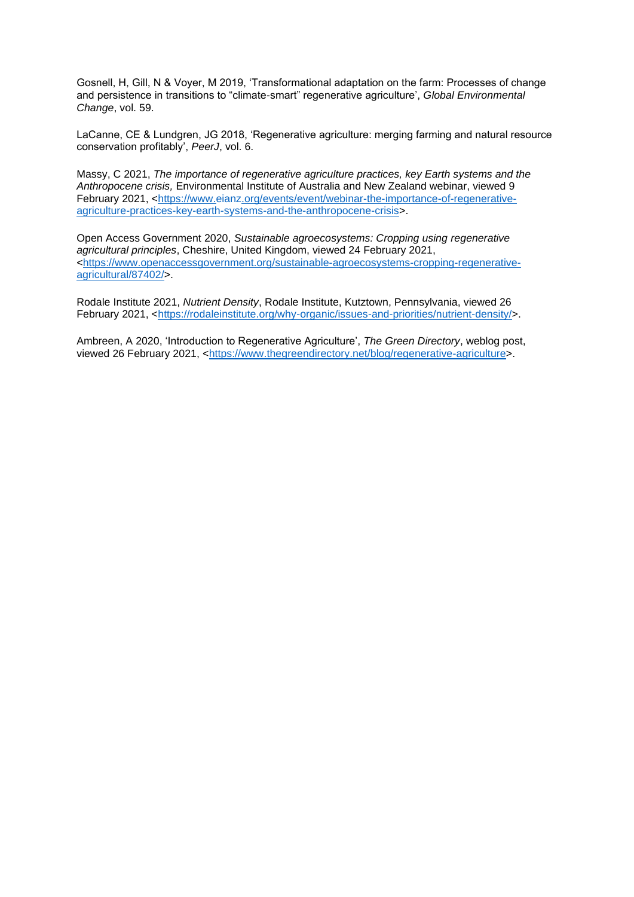Gosnell, H, Gill, N & Voyer, M 2019, 'Transformational adaptation on the farm: Processes of change and persistence in transitions to "climate-smart" regenerative agriculture', *Global Environmental Change*, vol. 59.

LaCanne, CE & Lundgren, JG 2018, 'Regenerative agriculture: merging farming and natural resource conservation profitably', *PeerJ*, vol. 6.

Massy, C 2021, *The importance of regenerative agriculture practices, key Earth systems and the Anthropocene crisis,* Environmental Institute of Australia and New Zealand webinar, viewed 9 February 2021, <https://www.eianz.org/events/event/webinar-the-importance-of-regenerative-agriculture-practices-key-earth-systems-and-the-anthropocene-crisis>.

Open Access Government 2020, *Sustainable agroecosystems: Cropping using regenerative agricultural principles*, Cheshire, United Kingdom, viewed 24 February 2021, <https://www.openaccessgovernment.org/sustainable-agroecosystems-cropping-regenerative-agricultural/87402/>.

Rodale Institute 2021, *Nutrient Density*, Rodale Institute, Kutztown, Pennsylvania, viewed 26 February 2021, <https://rodaleinstitute.org/why-organic/issues-and-priorities/nutrient-density/>.

Ambreen, A 2020, 'Introduction to Regenerative Agriculture', *The Green Directory*, weblog post, viewed 26 February 2021, <https://www.thegreendirectory.net/blog/regenerative-agriculture>.